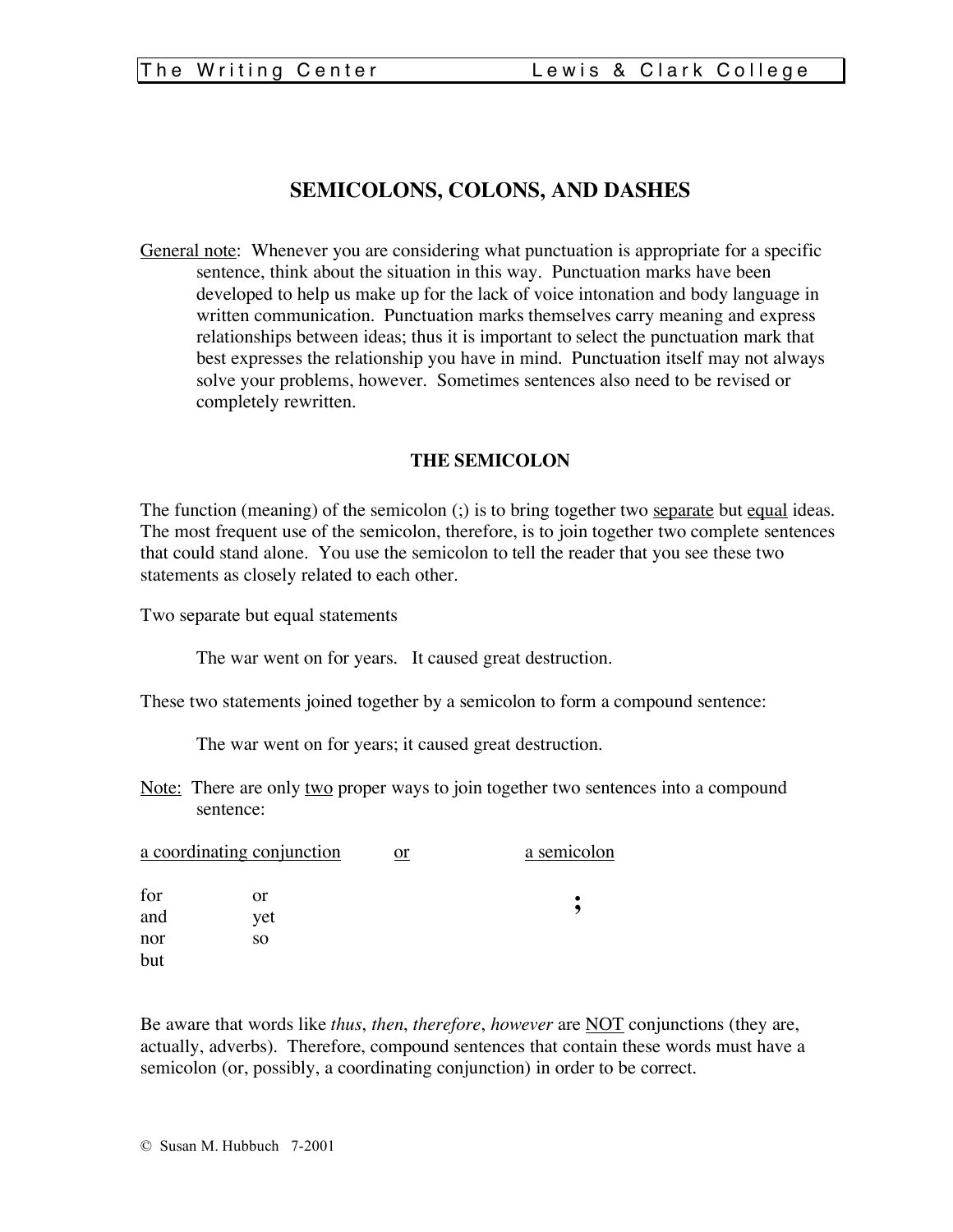# SEMICOLONS, COLONS, AND DASHES

<u>General note</u>: Whenever you are considering what punctuation is appropriate for a specific sentence, think about the situation in this way. Punctuation marks have been developed to help us make up for the lack of voice intonation and body language in written communication. Punctuation marks themselves carry meaning and express relationships between ideas; thus it is important to select the punctuation mark that best expresses the relationship you have in mind. Punctuation itself may not always solve your problems, however. Sometimes sentences also need to be revised or completely rewritten.

## THE SEMICOLON

The function (meaning) of the semicolon (;) is to bring together two <u>separate</u> but <u>equal</u> ideas. The most frequent use of the semicolon, therefore, is to join together two complete sentences that could stand alone. You use the semicolon to tell the reader that you see these two statements as closely related to each other.

Two separate but equal statements

> The war went on for years. It caused great destruction.

These two statements joined together by a semicolon to form a compound sentence:

> The war went on for years; it caused great destruction.

<u>Note:</u> There are only <u>two</u> proper ways to join together two sentences into a compound sentence:

| <u>a coordinating conjunction</u> | | <u>or</u> | <u>a semicolon</u> |
|---|---|---|---|
| for | or | | **;** |
| and | yet | | |
| nor | so | | |
| but | | | |

Be aware that words like *thus*, *then*, *therefore*, *however* are <u>NOT</u> conjunctions (they are, actually, adverbs). Therefore, compound sentences that contain these words must have a semicolon (or, possibly, a coordinating conjunction) in order to be correct.

© Susan M. Hubbuch 7-2001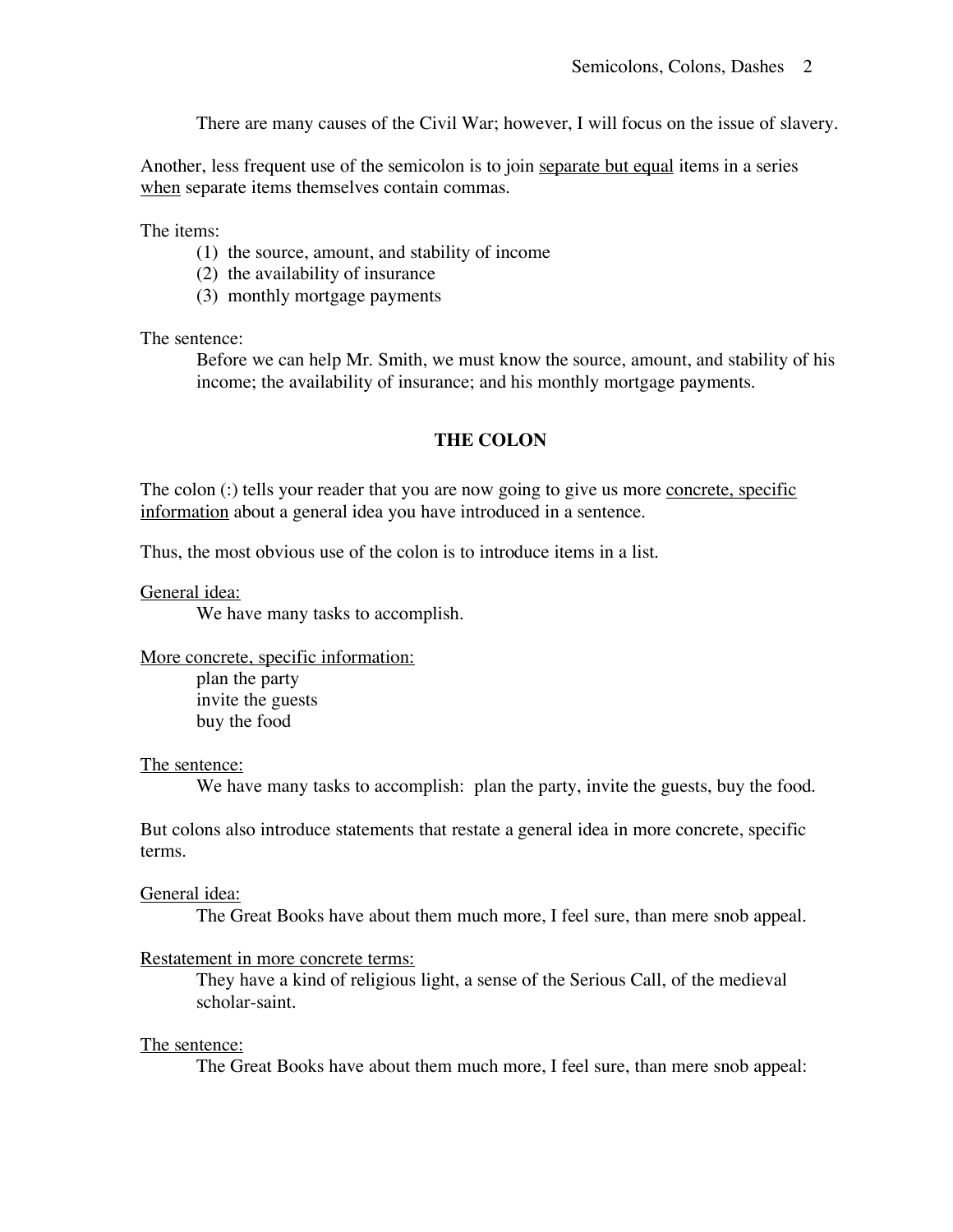There are many causes of the Civil War; however, I will focus on the issue of slavery.

Another, less frequent use of the semicolon is to join <u>separate but equal</u> items in a series <u>when</u> separate items themselves contain commas.

The items:

(1) the source, amount, and stability of income
(2) the availability of insurance
(3) monthly mortgage payments

The sentence:

> Before we can help Mr. Smith, we must know the source, amount, and stability of his income; the availability of insurance; and his monthly mortgage payments.

## THE COLON

The colon (:) tells your reader that you are now going to give us more <u>concrete, specific information</u> about a general idea you have introduced in a sentence.

Thus, the most obvious use of the colon is to introduce items in a list.

<u>General idea:</u>

> We have many tasks to accomplish.

<u>More concrete, specific information:</u>

> plan the party
> invite the guests
> buy the food

<u>The sentence:</u>

> We have many tasks to accomplish: plan the party, invite the guests, buy the food.

But colons also introduce statements that restate a general idea in more concrete, specific terms.

<u>General idea:</u>

> The Great Books have about them much more, I feel sure, than mere snob appeal.

<u>Restatement in more concrete terms:</u>

> They have a kind of religious light, a sense of the Serious Call, of the medieval scholar-saint.

<u>The sentence:</u>

> The Great Books have about them much more, I feel sure, than mere snob appeal: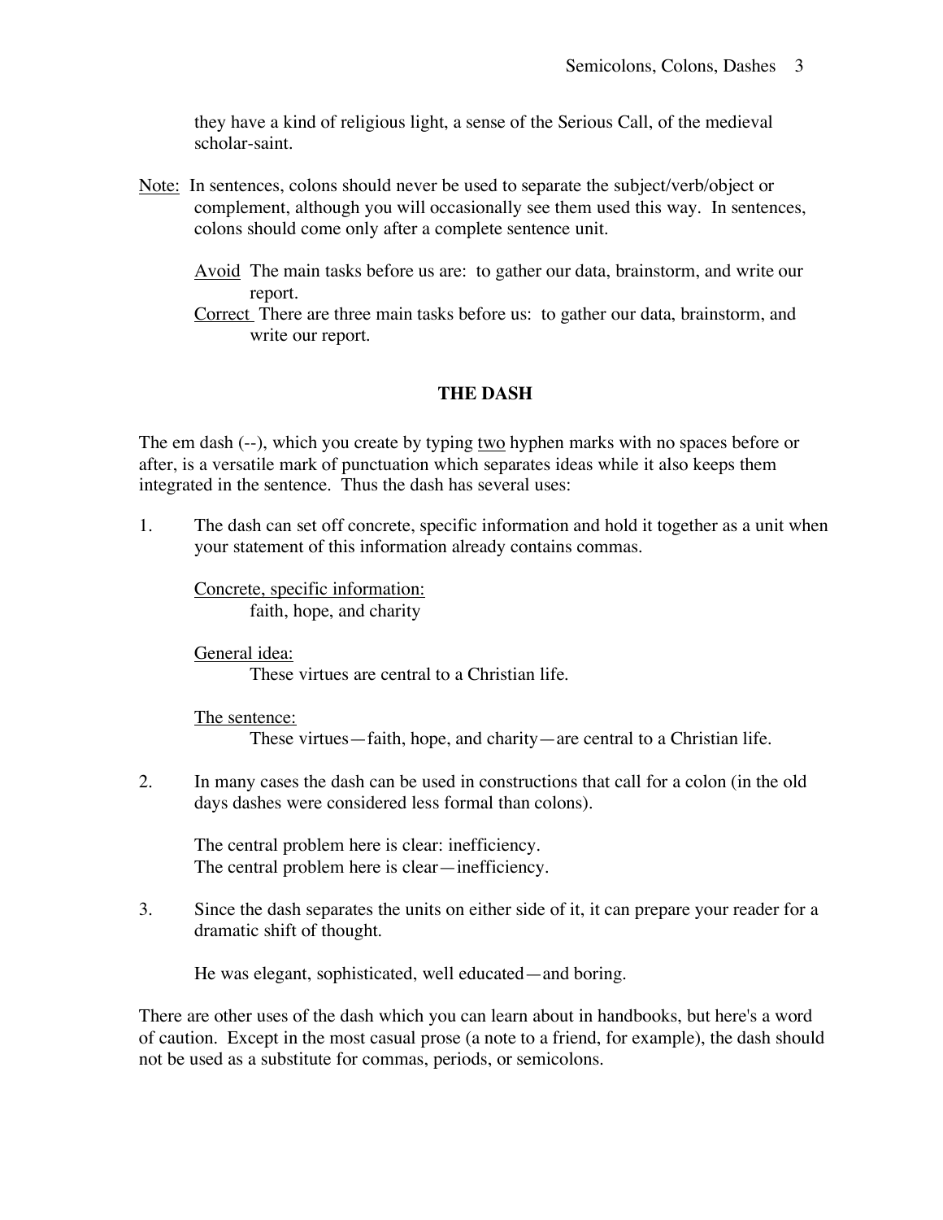they have a kind of religious light, a sense of the Serious Call, of the medieval scholar-saint.

Note: In sentences, colons should never be used to separate the subject/verb/object or complement, although you will occasionally see them used this way. In sentences, colons should come only after a complete sentence unit.

> Avoid The main tasks before us are: to gather our data, brainstorm, and write our report.
>
> Correct There are three main tasks before us: to gather our data, brainstorm, and write our report.

## THE DASH

The em dash (--), which you create by typing two hyphen marks with no spaces before or after, is a versatile mark of punctuation which separates ideas while it also keeps them integrated in the sentence. Thus the dash has several uses:

1. The dash can set off concrete, specific information and hold it together as a unit when your statement of this information already contains commas.

   Concrete, specific information:
   faith, hope, and charity

   General idea:
   These virtues are central to a Christian life.

   The sentence:
   These virtues—faith, hope, and charity—are central to a Christian life.

2. In many cases the dash can be used in constructions that call for a colon (in the old days dashes were considered less formal than colons).

   The central problem here is clear: inefficiency.
   The central problem here is clear—inefficiency.

3. Since the dash separates the units on either side of it, it can prepare your reader for a dramatic shift of thought.

   He was elegant, sophisticated, well educated—and boring.

There are other uses of the dash which you can learn about in handbooks, but here's a word of caution. Except in the most casual prose (a note to a friend, for example), the dash should not be used as a substitute for commas, periods, or semicolons.